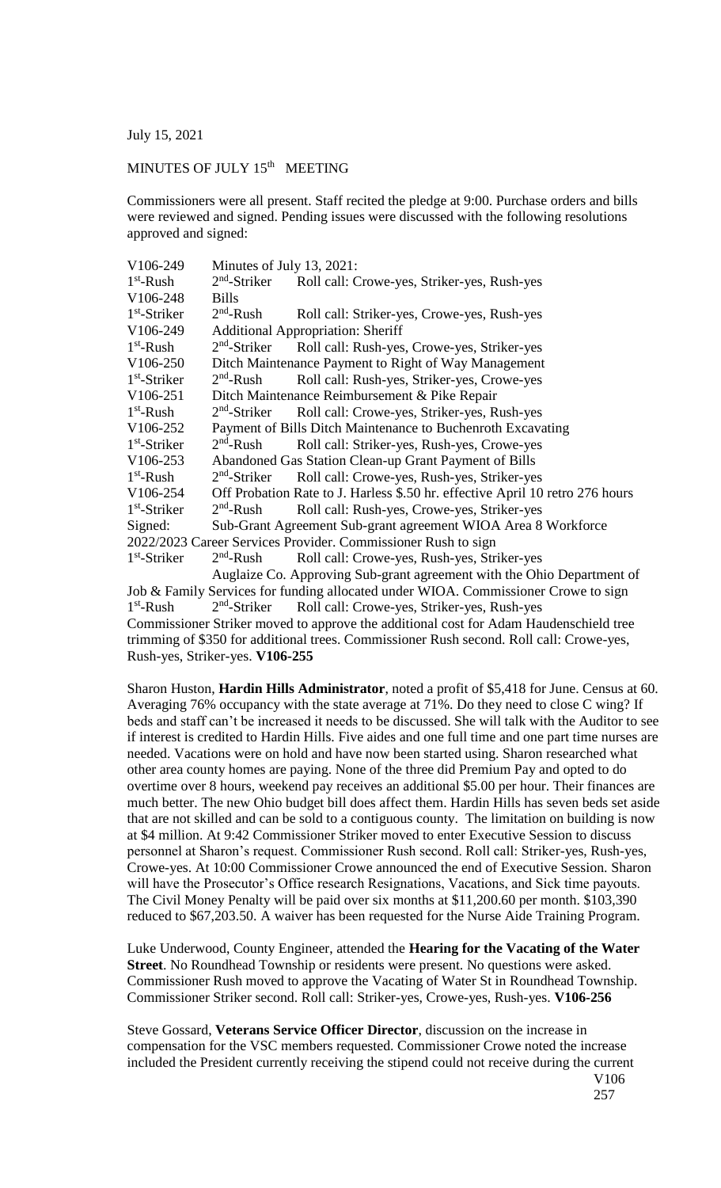July 15, 2021

MINUTES OF JULY 15th MEETING

Commissioners were all present. Staff recited the pledge at 9:00. Purchase orders and bills were reviewed and signed. Pending issues were discussed with the following resolutions approved and signed:

V106-249 Minutes of July 13, 2021:
1st-Rush 2nd-Striker Roll call: Crowe-yes, Striker-yes, Rush-yes
V106-248 Bills
1st-Striker 2nd-Rush Roll call: Striker-yes, Crowe-yes, Rush-yes
V106-249 Additional Appropriation: Sheriff
1st-Rush 2nd-Striker Roll call: Rush-yes, Crowe-yes, Striker-yes
V106-250 Ditch Maintenance Payment to Right of Way Management
1st-Striker 2nd-Rush Roll call: Rush-yes, Striker-yes, Crowe-yes
V106-251 Ditch Maintenance Reimbursement & Pike Repair
1st-Rush 2nd-Striker Roll call: Crowe-yes, Striker-yes, Rush-yes
V106-252 Payment of Bills Ditch Maintenance to Buchenroth Excavating
1st-Striker 2nd-Rush Roll call: Striker-yes, Rush-yes, Crowe-yes
V106-253 Abandoned Gas Station Clean-up Grant Payment of Bills
1st-Rush 2nd-Striker Roll call: Crowe-yes, Rush-yes, Striker-yes
V106-254 Off Probation Rate to J. Harless $.50 hr. effective April 10 retro 276 hours
1st-Striker 2nd-Rush Roll call: Rush-yes, Crowe-yes, Striker-yes
Signed: Sub-Grant Agreement Sub-grant agreement WIOA Area 8 Workforce 2022/2023 Career Services Provider. Commissioner Rush to sign
1st-Striker 2nd-Rush Roll call: Crowe-yes, Rush-yes, Striker-yes
Auglaize Co. Approving Sub-grant agreement with the Ohio Department of Job & Family Services for funding allocated under WIOA. Commissioner Crowe to sign
1st-Rush 2nd-Striker Roll call: Crowe-yes, Striker-yes, Rush-yes
Commissioner Striker moved to approve the additional cost for Adam Haudenschield tree trimming of $350 for additional trees. Commissioner Rush second. Roll call: Crowe-yes, Rush-yes, Striker-yes. **V106-255**

Sharon Huston, **Hardin Hills Administrator**, noted a profit of $5,418 for June. Census at 60. Averaging 76% occupancy with the state average at 71%. Do they need to close C wing? If beds and staff can't be increased it needs to be discussed. She will talk with the Auditor to see if interest is credited to Hardin Hills. Five aides and one full time and one part time nurses are needed. Vacations were on hold and have now been started using. Sharon researched what other area county homes are paying. None of the three did Premium Pay and opted to do overtime over 8 hours, weekend pay receives an additional $5.00 per hour. Their finances are much better. The new Ohio budget bill does affect them. Hardin Hills has seven beds set aside that are not skilled and can be sold to a contiguous county. The limitation on building is now at $4 million. At 9:42 Commissioner Striker moved to enter Executive Session to discuss personnel at Sharon's request. Commissioner Rush second. Roll call: Striker-yes, Rush-yes, Crowe-yes. At 10:00 Commissioner Crowe announced the end of Executive Session. Sharon will have the Prosecutor's Office research Resignations, Vacations, and Sick time payouts. The Civil Money Penalty will be paid over six months at $11,200.60 per month. $103,390 reduced to $67,203.50. A waiver has been requested for the Nurse Aide Training Program.

Luke Underwood, County Engineer, attended the **Hearing for the Vacating of the Water Street**. No Roundhead Township or residents were present. No questions were asked. Commissioner Rush moved to approve the Vacating of Water St in Roundhead Township. Commissioner Striker second. Roll call: Striker-yes, Crowe-yes, Rush-yes. **V106-256**

Steve Gossard, **Veterans Service Officer Director**, discussion on the increase in compensation for the VSC members requested. Commissioner Crowe noted the increase included the President currently receiving the stipend could not receive during the current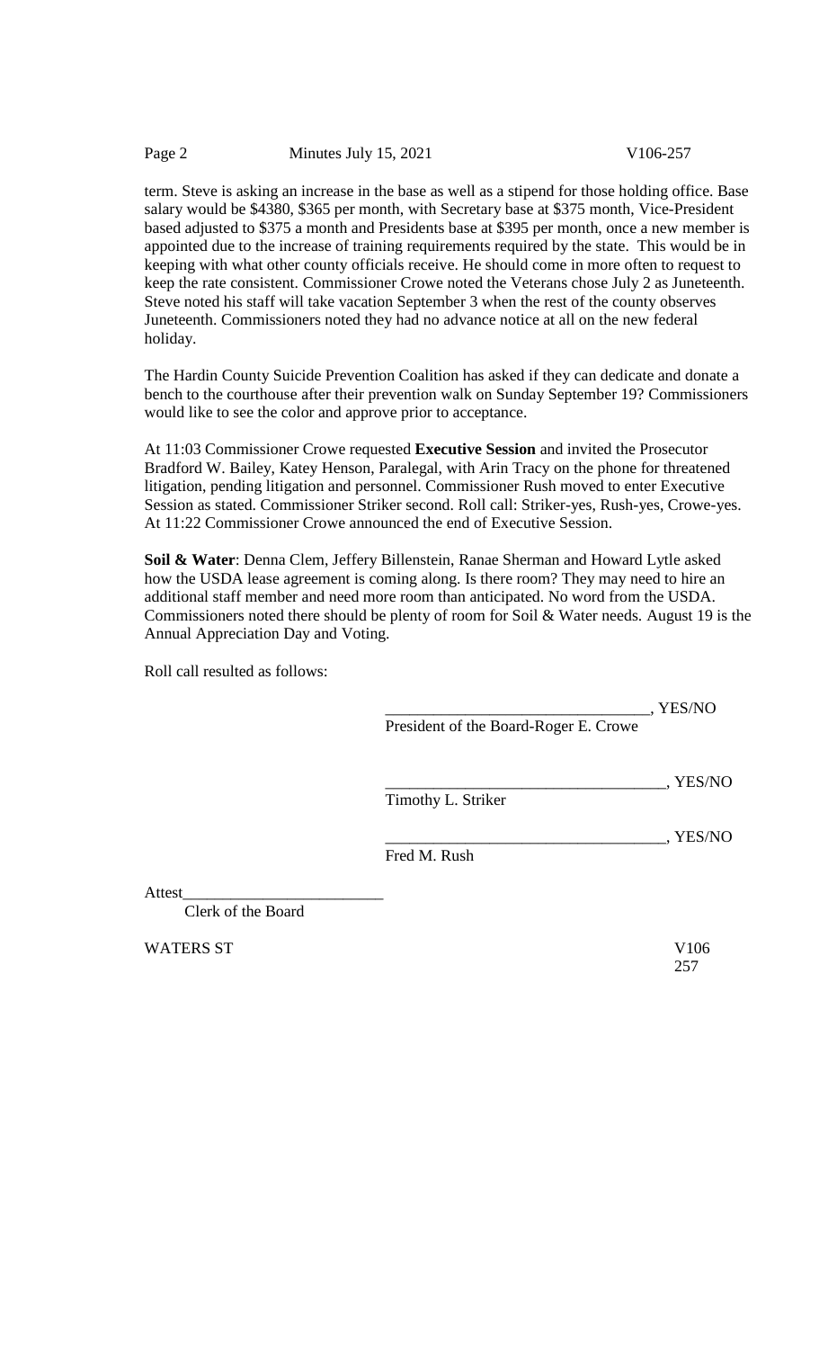term. Steve is asking an increase in the base as well as a stipend for those holding office. Base salary would be $4380, $365 per month, with Secretary base at $375 month, Vice-President based adjusted to $375 a month and Presidents base at $395 per month, once a new member is appointed due to the increase of training requirements required by the state. This would be in keeping with what other county officials receive. He should come in more often to request to keep the rate consistent. Commissioner Crowe noted the Veterans chose July 2 as Juneteenth. Steve noted his staff will take vacation September 3 when the rest of the county observes Juneteenth. Commissioners noted they had no advance notice at all on the new federal holiday.

The Hardin County Suicide Prevention Coalition has asked if they can dedicate and donate a bench to the courthouse after their prevention walk on Sunday September 19? Commissioners would like to see the color and approve prior to acceptance.

At 11:03 Commissioner Crowe requested **Executive Session** and invited the Prosecutor Bradford W. Bailey, Katey Henson, Paralegal, with Arin Tracy on the phone for threatened litigation, pending litigation and personnel. Commissioner Rush moved to enter Executive Session as stated. Commissioner Striker second. Roll call: Striker-yes, Rush-yes, Crowe-yes. At 11:22 Commissioner Crowe announced the end of Executive Session.

**Soil & Water**: Denna Clem, Jeffery Billenstein, Ranae Sherman and Howard Lytle asked how the USDA lease agreement is coming along. Is there room? They may need to hire an additional staff member and need more room than anticipated. No word from the USDA. Commissioners noted there should be plenty of room for Soil & Water needs. August 19 is the Annual Appreciation Day and Voting.

Roll call resulted as follows:

_________________________________, YES/NO
President of the Board-Roger E. Crowe

__________________________________, YES/NO
Timothy L. Striker

__________________________________, YES/NO
Fred M. Rush

Attest_________________________
Clerk of the Board

WATERS ST

V106
257